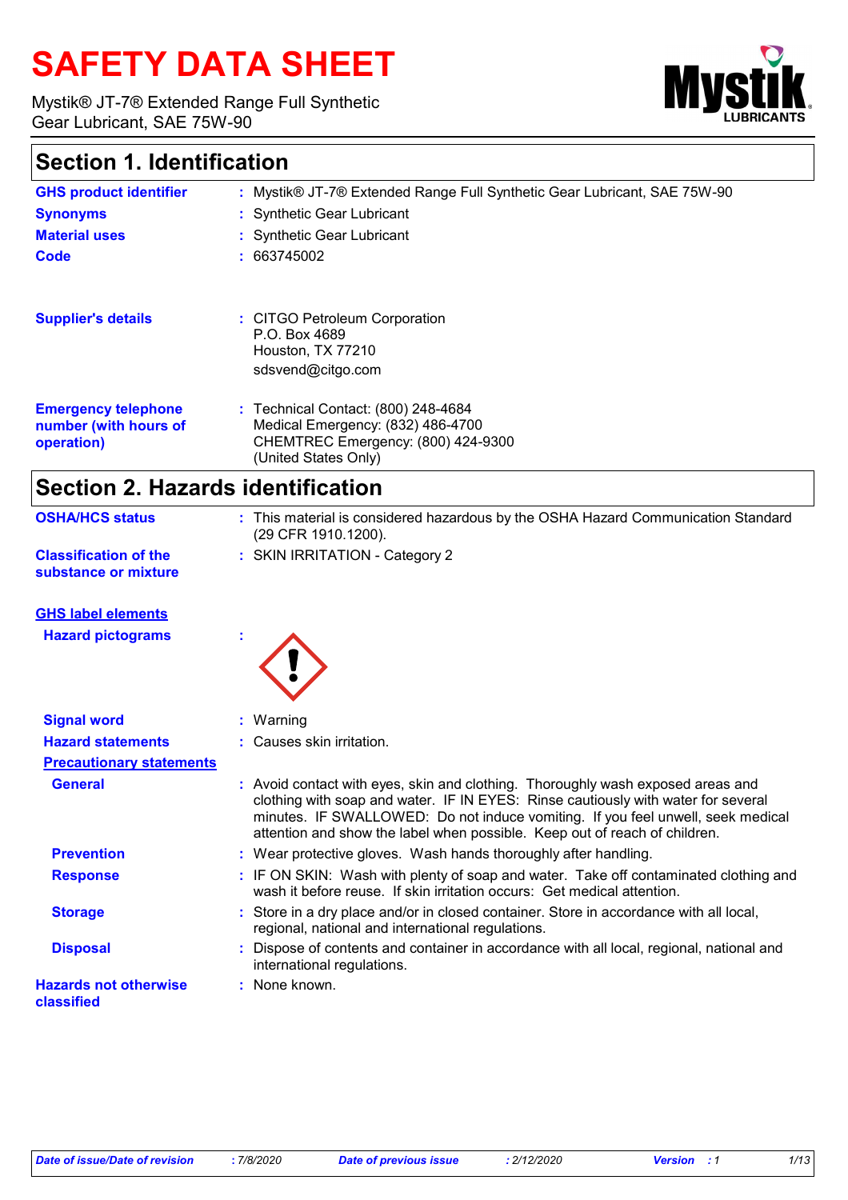# SAFETY DATA SHEET

Mystik® JT-7® Extended Range Full Synthetic Gear Lubricant, SAE 75W-90

## Section 1. Identification

**GHS product identifier** : Mystik® JT-7® Extended Range Full Synthetic Gear Lubricant, SAE 75W-90

**Synonyms** : Synthetic Gear Lubricant

**Material uses** : Synthetic Gear Lubricant

**Code** : 663745002

**Supplier's details** : CITGO Petroleum Corporation
P.O. Box 4689
Houston, TX 77210
sdsvend@citgo.com

**Emergency telephone number (with hours of operation)** : Technical Contact: (800) 248-4684
Medical Emergency: (832) 486-4700
CHEMTREC Emergency: (800) 424-9300
(United States Only)

## Section 2. Hazards identification

**OSHA/HCS status** : This material is considered hazardous by the OSHA Hazard Communication Standard (29 CFR 1910.1200).

**Classification of the substance or mixture** : SKIN IRRITATION - Category 2

**GHS label elements**

**Hazard pictograms** :

**Signal word** : Warning

**Hazard statements** : Causes skin irritation.

**Precautionary statements**

**General** : Avoid contact with eyes, skin and clothing. Thoroughly wash exposed areas and clothing with soap and water. IF IN EYES: Rinse cautiously with water for several minutes. IF SWALLOWED: Do not induce vomiting. If you feel unwell, seek medical attention and show the label when possible. Keep out of reach of children.

**Prevention** : Wear protective gloves. Wash hands thoroughly after handling.

**Response** : IF ON SKIN: Wash with plenty of soap and water. Take off contaminated clothing and wash it before reuse. If skin irritation occurs: Get medical attention.

**Storage** : Store in a dry place and/or in closed container. Store in accordance with all local, regional, national and international regulations.

**Disposal** : Dispose of contents and container in accordance with all local, regional, national and international regulations.

**Hazards not otherwise classified** : None known.

*Date of issue/Date of revision* : 7/8/2020 *Date of previous issue* : 2/12/2020 *Version* : 1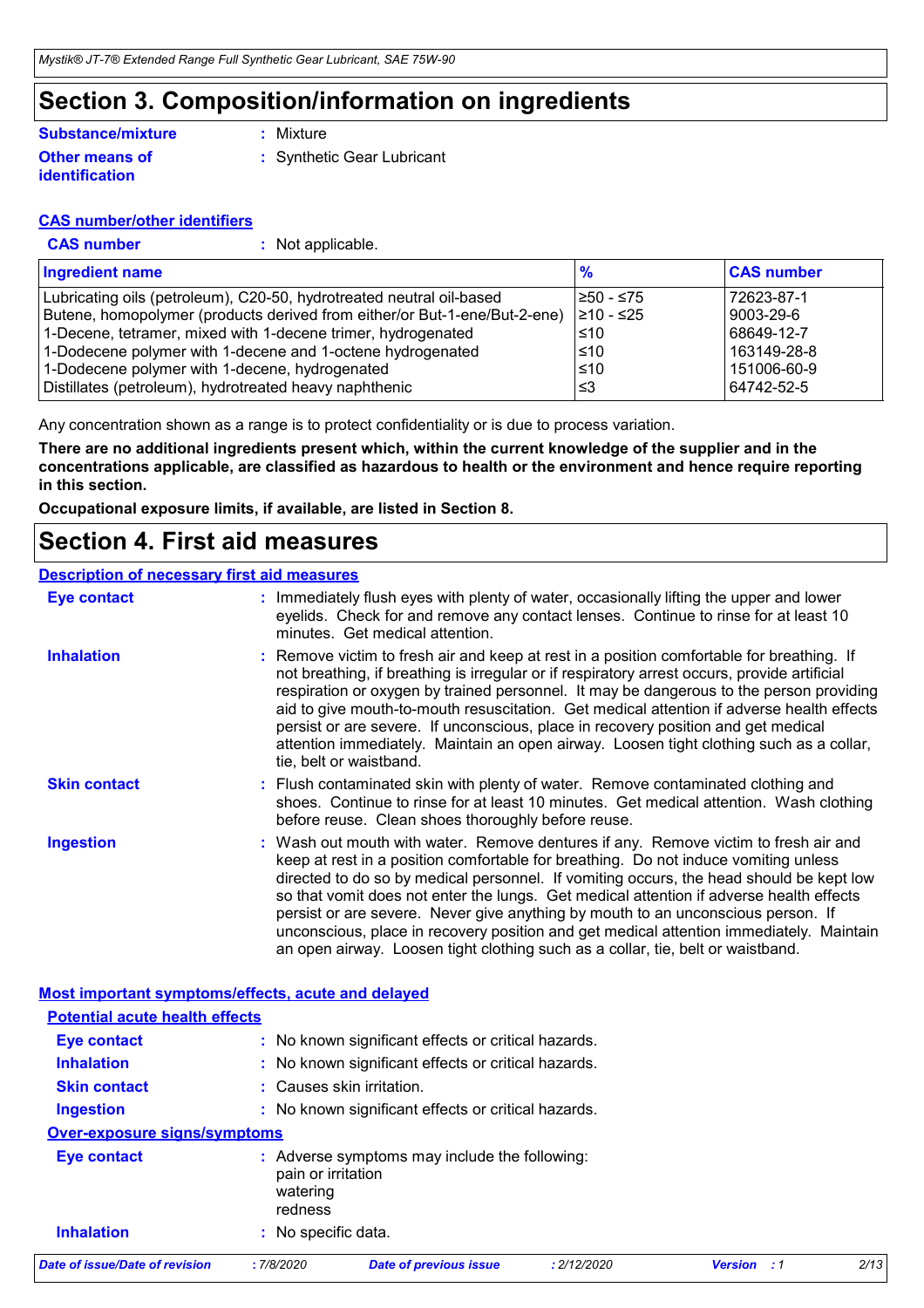# Section 3. Composition/information on ingredients

**Substance/mixture** : Mixture

**Other means of identification** : Synthetic Gear Lubricant

### CAS number/other identifiers

**CAS number** : Not applicable.

| Ingredient name | % | CAS number |
|---|---|---|
| Lubricating oils (petroleum), C20-50, hydrotreated neutral oil-based | ≥50 - ≤75 | 72623-87-1 |
| Butene, homopolymer (products derived from either/or But-1-ene/But-2-ene) | ≥10 - ≤25 | 9003-29-6 |
| 1-Decene, tetramer, mixed with 1-decene trimer, hydrogenated | ≤10 | 68649-12-7 |
| 1-Dodecene polymer with 1-decene and 1-octene hydrogenated | ≤10 | 163149-28-8 |
| 1-Dodecene polymer with 1-decene, hydrogenated | ≤10 | 151006-60-9 |
| Distillates (petroleum), hydrotreated heavy naphthenic | ≤3 | 64742-52-5 |

Any concentration shown as a range is to protect confidentiality or is due to process variation.

**There are no additional ingredients present which, within the current knowledge of the supplier and in the concentrations applicable, are classified as hazardous to health or the environment and hence require reporting in this section.**

**Occupational exposure limits, if available, are listed in Section 8.**

# Section 4. First aid measures

### Description of necessary first aid measures

**Eye contact** : Immediately flush eyes with plenty of water, occasionally lifting the upper and lower eyelids. Check for and remove any contact lenses. Continue to rinse for at least 10 minutes. Get medical attention.

**Inhalation** : Remove victim to fresh air and keep at rest in a position comfortable for breathing. If not breathing, if breathing is irregular or if respiratory arrest occurs, provide artificial respiration or oxygen by trained personnel. It may be dangerous to the person providing aid to give mouth-to-mouth resuscitation. Get medical attention if adverse health effects persist or are severe. If unconscious, place in recovery position and get medical attention immediately. Maintain an open airway. Loosen tight clothing such as a collar, tie, belt or waistband.

**Skin contact** : Flush contaminated skin with plenty of water. Remove contaminated clothing and shoes. Continue to rinse for at least 10 minutes. Get medical attention. Wash clothing before reuse. Clean shoes thoroughly before reuse.

**Ingestion** : Wash out mouth with water. Remove dentures if any. Remove victim to fresh air and keep at rest in a position comfortable for breathing. Do not induce vomiting unless directed to do so by medical personnel. If vomiting occurs, the head should be kept low so that vomit does not enter the lungs. Get medical attention if adverse health effects persist or are severe. Never give anything by mouth to an unconscious person. If unconscious, place in recovery position and get medical attention immediately. Maintain an open airway. Loosen tight clothing such as a collar, tie, belt or waistband.

### Most important symptoms/effects, acute and delayed

#### Potential acute health effects

**Eye contact** : No known significant effects or critical hazards.

**Inhalation** : No known significant effects or critical hazards.

**Skin contact** : Causes skin irritation.

**Ingestion** : No known significant effects or critical hazards.

#### Over-exposure signs/symptoms

**Eye contact** : Adverse symptoms may include the following:
pain or irritation
watering
redness

**Inhalation** : No specific data.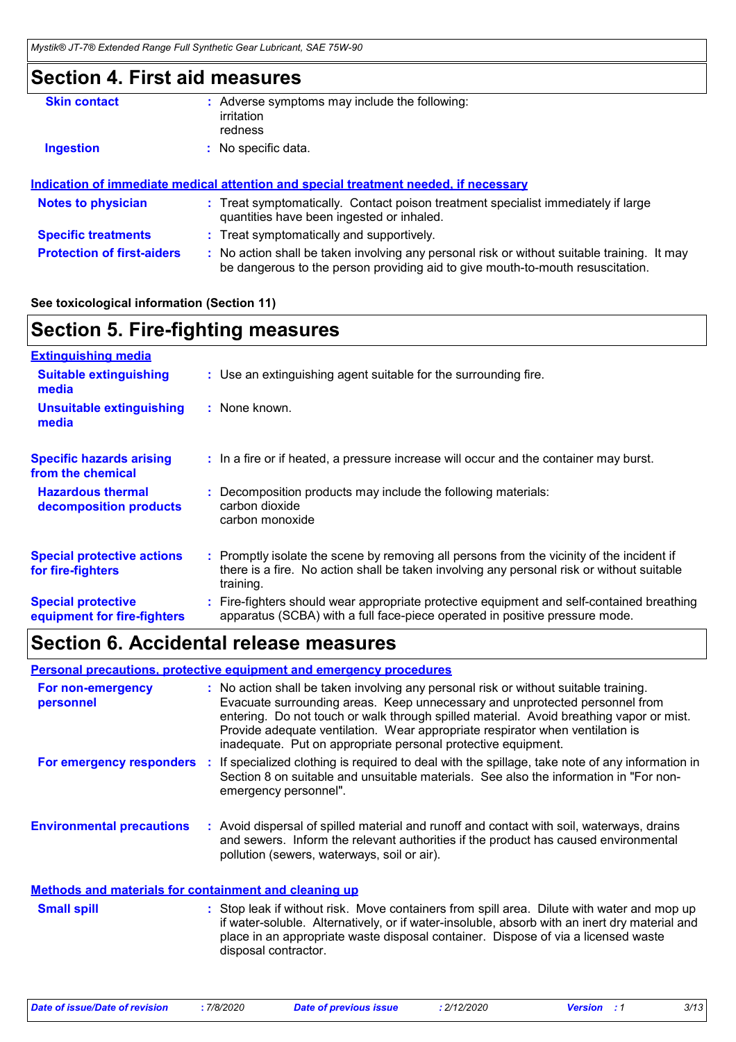## Section 4. First aid measures

**Skin contact** : Adverse symptoms may include the following:
irritation
redness

**Ingestion** : No specific data.

**Indication of immediate medical attention and special treatment needed, if necessary**

**Notes to physician** : Treat symptomatically. Contact poison treatment specialist immediately if large quantities have been ingested or inhaled.

**Specific treatments** : Treat symptomatically and supportively.

**Protection of first-aiders** : No action shall be taken involving any personal risk or without suitable training. It may be dangerous to the person providing aid to give mouth-to-mouth resuscitation.

**See toxicological information (Section 11)**

## Section 5. Fire-fighting measures

**Extinguishing media**

**Suitable extinguishing media** : Use an extinguishing agent suitable for the surrounding fire.

**Unsuitable extinguishing media** : None known.

**Specific hazards arising from the chemical** : In a fire or if heated, a pressure increase will occur and the container may burst.

**Hazardous thermal decomposition products** : Decomposition products may include the following materials:
carbon dioxide
carbon monoxide

**Special protective actions for fire-fighters** : Promptly isolate the scene by removing all persons from the vicinity of the incident if there is a fire. No action shall be taken involving any personal risk or without suitable training.

**Special protective equipment for fire-fighters** : Fire-fighters should wear appropriate protective equipment and self-contained breathing apparatus (SCBA) with a full face-piece operated in positive pressure mode.

## Section 6. Accidental release measures

**Personal precautions, protective equipment and emergency procedures**

**For non-emergency personnel** : No action shall be taken involving any personal risk or without suitable training. Evacuate surrounding areas. Keep unnecessary and unprotected personnel from entering. Do not touch or walk through spilled material. Avoid breathing vapor or mist. Provide adequate ventilation. Wear appropriate respirator when ventilation is inadequate. Put on appropriate personal protective equipment.

**For emergency responders** : If specialized clothing is required to deal with the spillage, take note of any information in Section 8 on suitable and unsuitable materials. See also the information in "For non-emergency personnel".

**Environmental precautions** : Avoid dispersal of spilled material and runoff and contact with soil, waterways, drains and sewers. Inform the relevant authorities if the product has caused environmental pollution (sewers, waterways, soil or air).

**Methods and materials for containment and cleaning up**

**Small spill** : Stop leak if without risk. Move containers from spill area. Dilute with water and mop up if water-soluble. Alternatively, or if water-insoluble, absorb with an inert dry material and place in an appropriate waste disposal container. Dispose of via a licensed waste disposal contractor.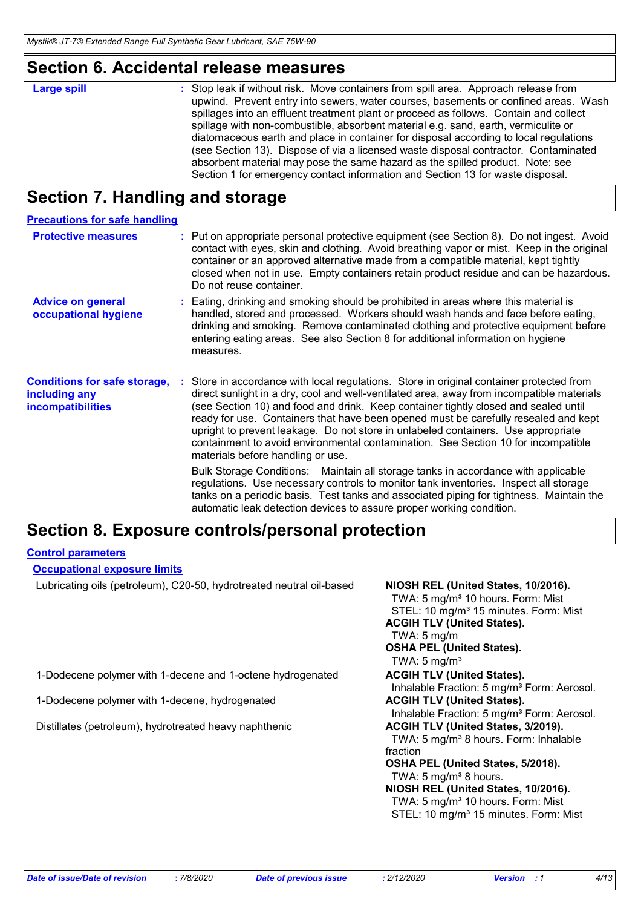## Section 6. Accidental release measures

**Large spill** : Stop leak if without risk. Move containers from spill area. Approach release from upwind. Prevent entry into sewers, water courses, basements or confined areas. Wash spillages into an effluent treatment plant or proceed as follows. Contain and collect spillage with non-combustible, absorbent material e.g. sand, earth, vermiculite or diatomaceous earth and place in container for disposal according to local regulations (see Section 13). Dispose of via a licensed waste disposal contractor. Contaminated absorbent material may pose the same hazard as the spilled product. Note: see Section 1 for emergency contact information and Section 13 for waste disposal.

## Section 7. Handling and storage

### Precautions for safe handling

**Protective measures** : Put on appropriate personal protective equipment (see Section 8). Do not ingest. Avoid contact with eyes, skin and clothing. Avoid breathing vapor or mist. Keep in the original container or an approved alternative made from a compatible material, kept tightly closed when not in use. Empty containers retain product residue and can be hazardous. Do not reuse container.

**Advice on general occupational hygiene** : Eating, drinking and smoking should be prohibited in areas where this material is handled, stored and processed. Workers should wash hands and face before eating, drinking and smoking. Remove contaminated clothing and protective equipment before entering eating areas. See also Section 8 for additional information on hygiene measures.

**Conditions for safe storage, including any incompatibilities** : Store in accordance with local regulations. Store in original container protected from direct sunlight in a dry, cool and well-ventilated area, away from incompatible materials (see Section 10) and food and drink. Keep container tightly closed and sealed until ready for use. Containers that have been opened must be carefully resealed and kept upright to prevent leakage. Do not store in unlabeled containers. Use appropriate containment to avoid environmental contamination. See Section 10 for incompatible materials before handling or use.

Bulk Storage Conditions: Maintain all storage tanks in accordance with applicable regulations. Use necessary controls to monitor tank inventories. Inspect all storage tanks on a periodic basis. Test tanks and associated piping for tightness. Maintain the automatic leak detection devices to assure proper working condition.

## Section 8. Exposure controls/personal protection

### Control parameters

#### Occupational exposure limits

| Ingredient name | Exposure limits |
| --- | --- |
| Lubricating oils (petroleum), C20-50, hydrotreated neutral oil-based | **NIOSH REL (United States, 10/2016).**<br>TWA: 5 mg/m³ 10 hours. Form: Mist<br>STEL: 10 mg/m³ 15 minutes. Form: Mist<br>**ACGIH TLV (United States).**<br>TWA: 5 mg/m<br>**OSHA PEL (United States).**<br>TWA: 5 mg/m³ |
| 1-Dodecene polymer with 1-decene and 1-octene hydrogenated | **ACGIH TLV (United States).**<br>Inhalable Fraction: 5 mg/m³ Form: Aerosol. |
| 1-Dodecene polymer with 1-decene, hydrogenated | **ACGIH TLV (United States).**<br>Inhalable Fraction: 5 mg/m³ Form: Aerosol. |
| Distillates (petroleum), hydrotreated heavy naphthenic | **ACGIH TLV (United States, 3/2019).**<br>TWA: 5 mg/m³ 8 hours. Form: Inhalable fraction<br>**OSHA PEL (United States, 5/2018).**<br>TWA: 5 mg/m³ 8 hours.<br>**NIOSH REL (United States, 10/2016).**<br>TWA: 5 mg/m³ 10 hours. Form: Mist<br>STEL: 10 mg/m³ 15 minutes. Form: Mist |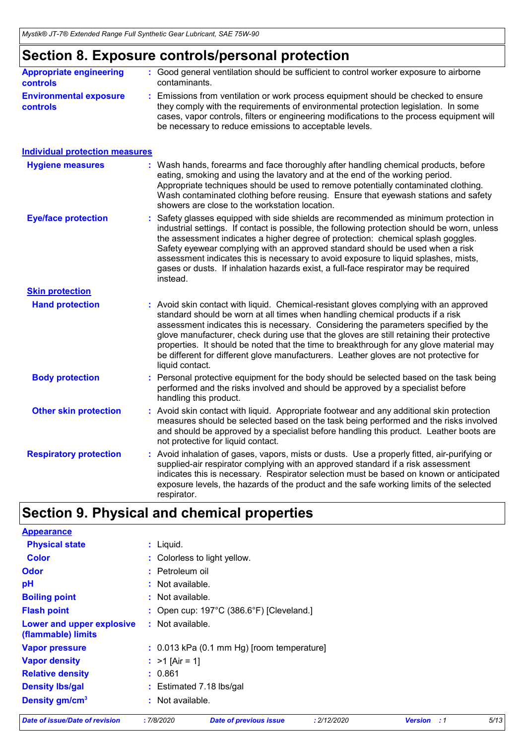## Section 8. Exposure controls/personal protection

**Appropriate engineering controls** : Good general ventilation should be sufficient to control worker exposure to airborne contaminants.

**Environmental exposure controls** : Emissions from ventilation or work process equipment should be checked to ensure they comply with the requirements of environmental protection legislation. In some cases, vapor controls, filters or engineering modifications to the process equipment will be necessary to reduce emissions to acceptable levels.

### Individual protection measures

**Hygiene measures** : Wash hands, forearms and face thoroughly after handling chemical products, before eating, smoking and using the lavatory and at the end of the working period. Appropriate techniques should be used to remove potentially contaminated clothing. Wash contaminated clothing before reusing. Ensure that eyewash stations and safety showers are close to the workstation location.

**Eye/face protection** : Safety glasses equipped with side shields are recommended as minimum protection in industrial settings. If contact is possible, the following protection should be worn, unless the assessment indicates a higher degree of protection: chemical splash goggles. Safety eyewear complying with an approved standard should be used when a risk assessment indicates this is necessary to avoid exposure to liquid splashes, mists, gases or dusts. If inhalation hazards exist, a full-face respirator may be required instead.

**Skin protection**

**Hand protection** : Avoid skin contact with liquid. Chemical-resistant gloves complying with an approved standard should be worn at all times when handling chemical products if a risk assessment indicates this is necessary. Considering the parameters specified by the glove manufacturer, check during use that the gloves are still retaining their protective properties. It should be noted that the time to breakthrough for any glove material may be different for different glove manufacturers. Leather gloves are not protective for liquid contact.

**Body protection** : Personal protective equipment for the body should be selected based on the task being performed and the risks involved and should be approved by a specialist before handling this product.

**Other skin protection** : Avoid skin contact with liquid. Appropriate footwear and any additional skin protection measures should be selected based on the task being performed and the risks involved and should be approved by a specialist before handling this product. Leather boots are not protective for liquid contact.

**Respiratory protection** : Avoid inhalation of gases, vapors, mists or dusts. Use a properly fitted, air-purifying or supplied-air respirator complying with an approved standard if a risk assessment indicates this is necessary. Respirator selection must be based on known or anticipated exposure levels, the hazards of the product and the safe working limits of the selected respirator.

## Section 9. Physical and chemical properties

**Appearance**

**Physical state** : Liquid.

**Color** : Colorless to light yellow.

**Odor** : Petroleum oil

**pH** : Not available.

**Boiling point** : Not available.

**Flash point** : Open cup: 197°C (386.6°F) [Cleveland.]

**Lower and upper explosive (flammable) limits** : Not available.

**Vapor pressure** : 0.013 kPa (0.1 mm Hg) [room temperature]

**Vapor density** : >1 [Air = 1]

**Relative density** : 0.861

**Density lbs/gal** : Estimated 7.18 lbs/gal

**Density gm/cm$^3$** : Not available.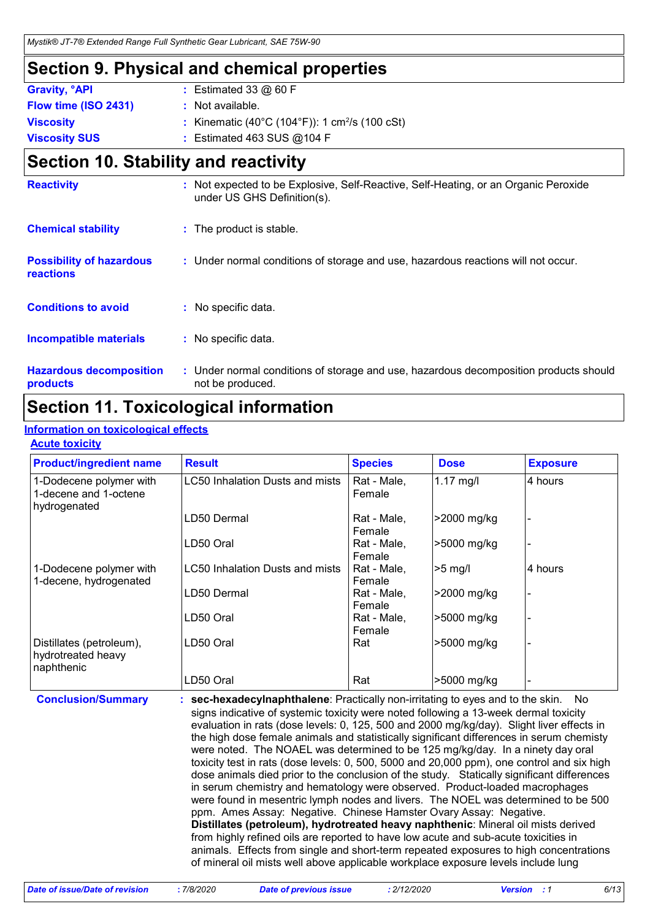## Section 9. Physical and chemical properties

| | | |
|---|---|---|
| **Gravity, °API** | : | Estimated 33 @ 60 F |
| **Flow time (ISO 2431)** | : | Not available. |
| **Viscosity** | : | Kinematic (40°C (104°F)): 1 $cm^2/s$ (100 cSt) |
| **Viscosity SUS** | : | Estimated 463 SUS @104 F |

## Section 10. Stability and reactivity

| | | |
|---|---|---|
| **Reactivity** | : | Not expected to be Explosive, Self-Reactive, Self-Heating, or an Organic Peroxide under US GHS Definition(s). |
| **Chemical stability** | : | The product is stable. |
| **Possibility of hazardous reactions** | : | Under normal conditions of storage and use, hazardous reactions will not occur. |
| **Conditions to avoid** | : | No specific data. |
| **Incompatible materials** | : | No specific data. |
| **Hazardous decomposition products** | : | Under normal conditions of storage and use, hazardous decomposition products should not be produced. |

## Section 11. Toxicological information

**Information on toxicological effects**

**Acute toxicity**

| Product/ingredient name | Result | Species | Dose | Exposure |
|---|---|---|---|---|
| 1-Dodecene polymer with 1-decene and 1-octene hydrogenated | LC50 Inhalation Dusts and mists | Rat - Male, Female | 1.17 mg/l | 4 hours |
| | LD50 Dermal | Rat - Male, Female | >2000 mg/kg | - |
| | LD50 Oral | Rat - Male, Female | >5000 mg/kg | - |
| 1-Dodecene polymer with 1-decene, hydrogenated | LC50 Inhalation Dusts and mists | Rat - Male, Female | >5 mg/l | 4 hours |
| | LD50 Dermal | Rat - Male, Female | >2000 mg/kg | - |
| | LD50 Oral | Rat - Male, Female | >5000 mg/kg | - |
| Distillates (petroleum), hydrotreated heavy naphthenic | LD50 Oral | Rat | >5000 mg/kg | - |
| | LD50 Oral | Rat | >5000 mg/kg | - |

**Conclusion/Summary** : **sec-hexadecylnaphthalene**: Practically non-irritating to eyes and to the skin. No signs indicative of systemic toxicity were noted following a 13-week dermal toxicity evaluation in rats (dose levels: 0, 125, 500 and 2000 mg/kg/day). Slight liver effects in the high dose female animals and statistically significant differences in serum chemisty were noted. The NOAEL was determined to be 125 mg/kg/day. In a ninety day oral toxicity test in rats (dose levels: 0, 500, 5000 and 20,000 ppm), one control and six high dose animals died prior to the conclusion of the study. Statically significant differences in serum chemistry and hematology were observed. Product-loaded macrophages were found in mesentric lymph nodes and livers. The NOEL was determined to be 500 ppm. Ames Assay: Negative. Chinese Hamster Ovary Assay: Negative.
**Distillates (petroleum), hydrotreated heavy naphthenic**: Mineral oil mists derived from highly refined oils are reported to have low acute and sub-acute toxicities in animals. Effects from single and short-term repeated exposures to high concentrations of mineral oil mists well above applicable workplace exposure levels include lung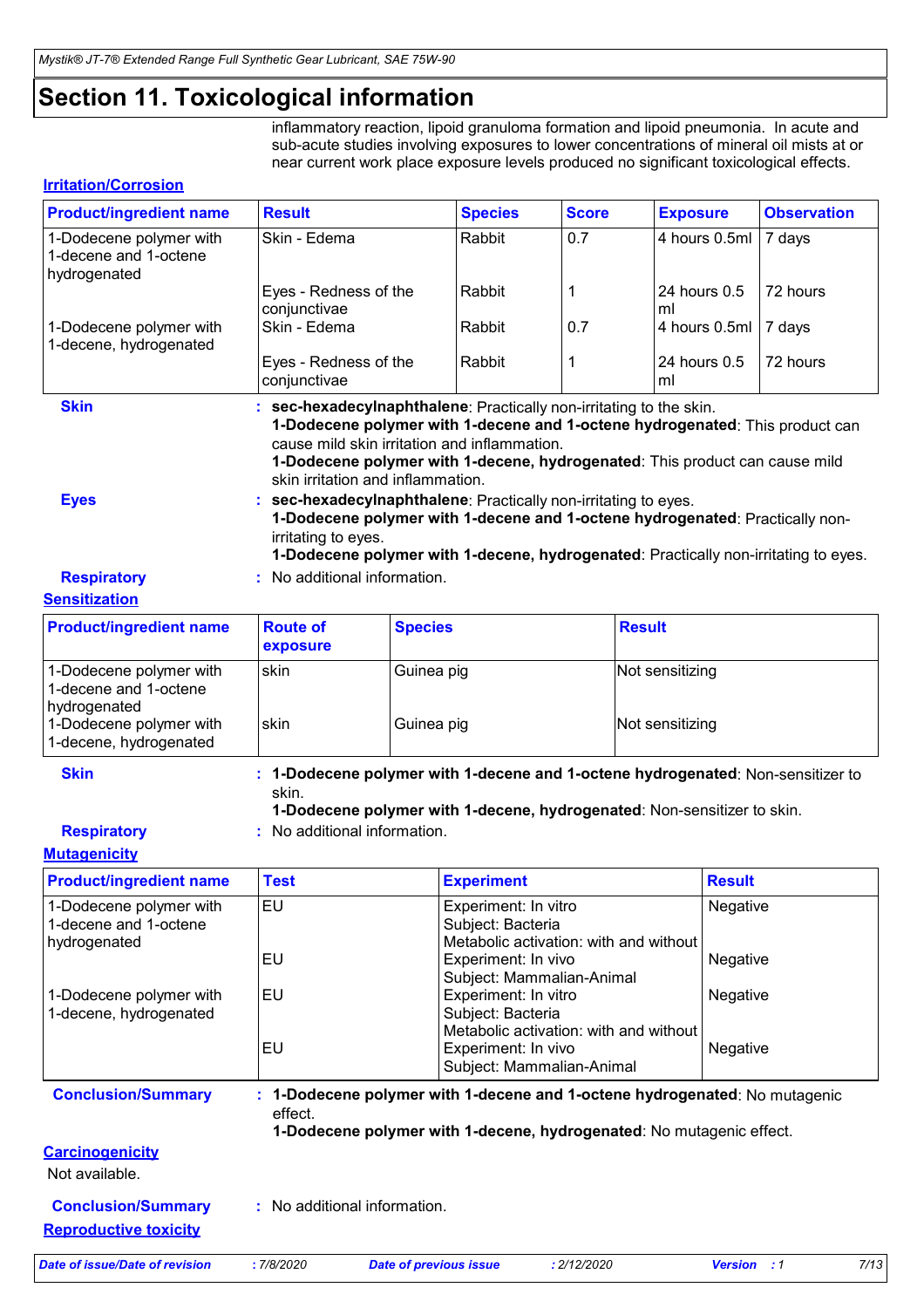# Section 11. Toxicological information

inflammatory reaction, lipoid granuloma formation and lipoid pneumonia. In acute and sub-acute studies involving exposures to lower concentrations of mineral oil mists at or near current work place exposure levels produced no significant toxicological effects.

**Irritation/Corrosion**

| Product/ingredient name | Result | Species | Score | Exposure | Observation |
|---|---|---|---|---|---|
| 1-Dodecene polymer with 1-decene and 1-octene hydrogenated | Skin - Edema | Rabbit | 0.7 | 4 hours 0.5ml | 7 days |
| | Eyes - Redness of the conjunctivae | Rabbit | 1 | 24 hours 0.5 ml | 72 hours |
| 1-Dodecene polymer with 1-decene, hydrogenated | Skin - Edema | Rabbit | 0.7 | 4 hours 0.5ml | 7 days |
| | Eyes - Redness of the conjunctivae | Rabbit | 1 | 24 hours 0.5 ml | 72 hours |

**Skin** : **sec-hexadecylnaphthalene**: Practically non-irritating to the skin.
**1-Dodecene polymer with 1-decene and 1-octene hydrogenated**: This product can cause mild skin irritation and inflammation.
**1-Dodecene polymer with 1-decene, hydrogenated**: This product can cause mild skin irritation and inflammation.

**Eyes** : **sec-hexadecylnaphthalene**: Practically non-irritating to eyes.
**1-Dodecene polymer with 1-decene and 1-octene hydrogenated**: Practically non-irritating to eyes.
**1-Dodecene polymer with 1-decene, hydrogenated**: Practically non-irritating to eyes.

**Respiratory** : No additional information.

**Sensitization**

| Product/ingredient name | Route of exposure | Species | Result |
|---|---|---|---|
| 1-Dodecene polymer with 1-decene and 1-octene hydrogenated | skin | Guinea pig | Not sensitizing |
| 1-Dodecene polymer with 1-decene, hydrogenated | skin | Guinea pig | Not sensitizing |

**Skin** : **1-Dodecene polymer with 1-decene and 1-octene hydrogenated**: Non-sensitizer to skin.
**1-Dodecene polymer with 1-decene, hydrogenated**: Non-sensitizer to skin.

**Respiratory** : No additional information.

**Mutagenicity**

| Product/ingredient name | Test | Experiment | Result |
|---|---|---|---|
| 1-Dodecene polymer with 1-decene and 1-octene hydrogenated | EU | Experiment: In vitro<br>Subject: Bacteria<br>Metabolic activation: with and without | Negative |
| | EU | Experiment: In vivo<br>Subject: Mammalian-Animal | Negative |
| 1-Dodecene polymer with 1-decene, hydrogenated | EU | Experiment: In vitro<br>Subject: Bacteria<br>Metabolic activation: with and without | Negative |
| | EU | Experiment: In vivo<br>Subject: Mammalian-Animal | Negative |

**Conclusion/Summary** : **1-Dodecene polymer with 1-decene and 1-octene hydrogenated**: No mutagenic effect.
**1-Dodecene polymer with 1-decene, hydrogenated**: No mutagenic effect.

**Carcinogenicity**

Not available.

**Conclusion/Summary** : No additional information.

**Reproductive toxicity**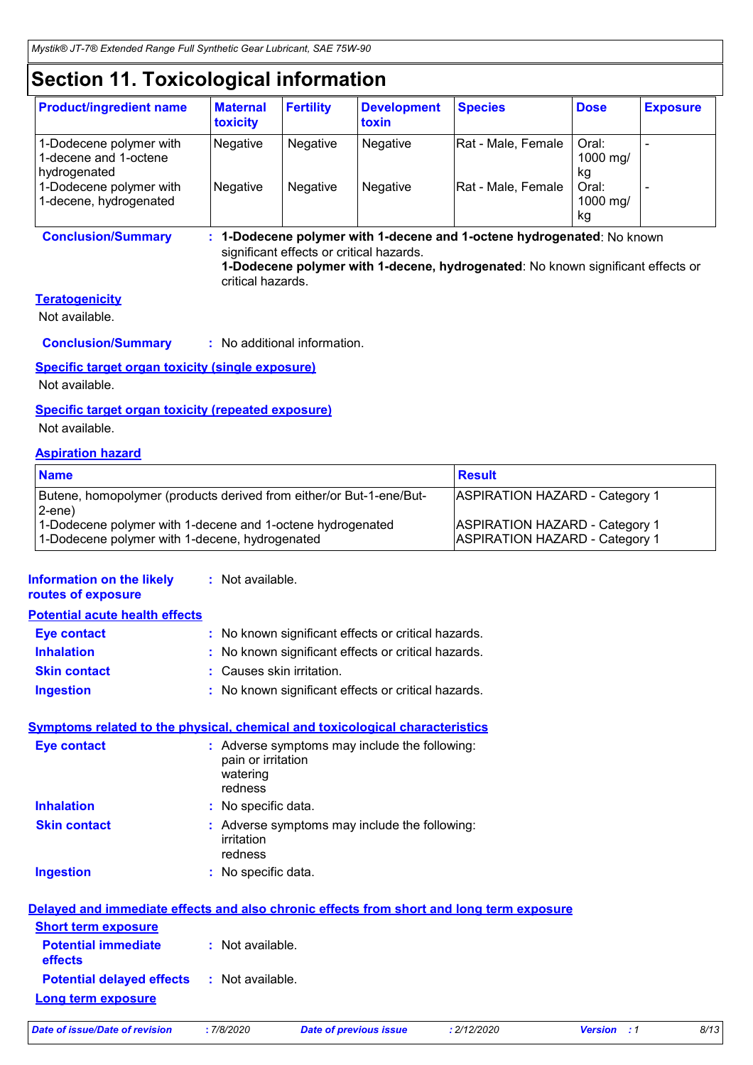# Section 11. Toxicological information

| Product/ingredient name | Maternal toxicity | Fertility | Development toxin | Species | Dose | Exposure |
|---|---|---|---|---|---|---|
| 1-Dodecene polymer with 1-decene and 1-octene hydrogenated | Negative | Negative | Negative | Rat - Male, Female | Oral: 1000 mg/kg | - |
| 1-Dodecene polymer with 1-decene, hydrogenated | Negative | Negative | Negative | Rat - Male, Female | Oral: 1000 mg/kg | - |

**Conclusion/Summary** : **1-Dodecene polymer with 1-decene and 1-octene hydrogenated**: No known significant effects or critical hazards.
**1-Dodecene polymer with 1-decene, hydrogenated**: No known significant effects or critical hazards.

**Teratogenicity**

Not available.

**Conclusion/Summary** : No additional information.

**Specific target organ toxicity (single exposure)**

Not available.

**Specific target organ toxicity (repeated exposure)**

Not available.

**Aspiration hazard**

| Name | Result |
|---|---|
| Butene, homopolymer (products derived from either/or But-1-ene/But-2-ene) | ASPIRATION HAZARD - Category 1 |
| 1-Dodecene polymer with 1-decene and 1-octene hydrogenated | ASPIRATION HAZARD - Category 1 |
| 1-Dodecene polymer with 1-decene, hydrogenated | ASPIRATION HAZARD - Category 1 |

**Information on the likely routes of exposure** : Not available.

**Potential acute health effects**

**Eye contact** : No known significant effects or critical hazards.

**Inhalation** : No known significant effects or critical hazards.

**Skin contact** : Causes skin irritation.

**Ingestion** : No known significant effects or critical hazards.

**Symptoms related to the physical, chemical and toxicological characteristics**

**Eye contact** : Adverse symptoms may include the following:
pain or irritation
watering
redness

**Inhalation** : No specific data.

**Skin contact** : Adverse symptoms may include the following:
irritation
redness

**Ingestion** : No specific data.

**Delayed and immediate effects and also chronic effects from short and long term exposure**

**Short term exposure**

**Potential immediate effects** : Not available.

**Potential delayed effects** : Not available.

**Long term exposure**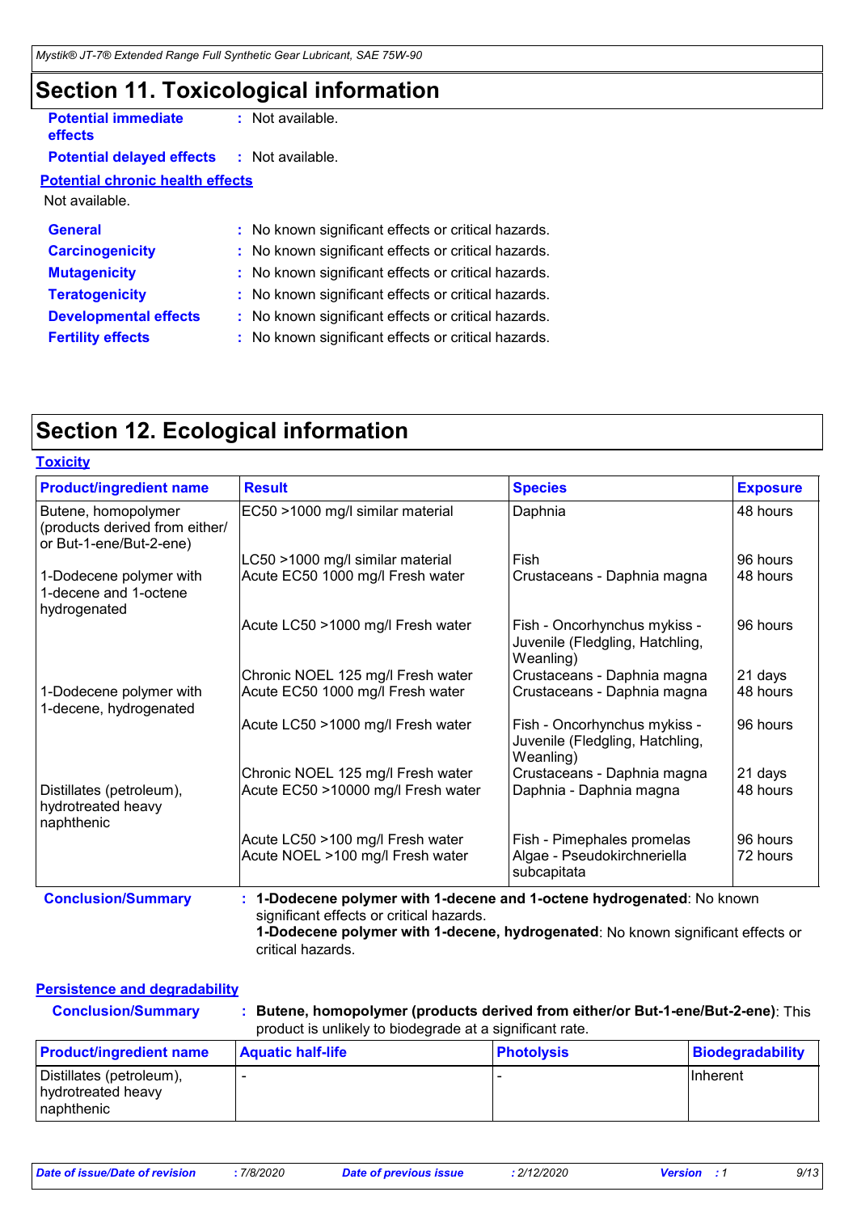# Section 11. Toxicological information

**Potential immediate effects** : Not available.

**Potential delayed effects** : Not available.

**Potential chronic health effects**

Not available.

**General** : No known significant effects or critical hazards.

**Carcinogenicity** : No known significant effects or critical hazards.

**Mutagenicity** : No known significant effects or critical hazards.

**Teratogenicity** : No known significant effects or critical hazards.

**Developmental effects** : No known significant effects or critical hazards.

**Fertility effects** : No known significant effects or critical hazards.

# Section 12. Ecological information

**Toxicity**

| Product/ingredient name | Result | Species | Exposure |
|---|---|---|---|
| Butene, homopolymer (products derived from either/ or But-1-ene/But-2-ene) | EC50 >1000 mg/l similar material | Daphnia | 48 hours |
| | LC50 >1000 mg/l similar material | Fish | 96 hours |
| 1-Dodecene polymer with 1-decene and 1-octene hydrogenated | Acute EC50 1000 mg/l Fresh water | Crustaceans - Daphnia magna | 48 hours |
| | Acute LC50 >1000 mg/l Fresh water | Fish - Oncorhynchus mykiss - Juvenile (Fledgling, Hatchling, Weanling) | 96 hours |
| | Chronic NOEL 125 mg/l Fresh water | Crustaceans - Daphnia magna | 21 days |
| 1-Dodecene polymer with 1-decene, hydrogenated | Acute EC50 1000 mg/l Fresh water | Crustaceans - Daphnia magna | 48 hours |
| | Acute LC50 >1000 mg/l Fresh water | Fish - Oncorhynchus mykiss - Juvenile (Fledgling, Hatchling, Weanling) | 96 hours |
| | Chronic NOEL 125 mg/l Fresh water | Crustaceans - Daphnia magna | 21 days |
| Distillates (petroleum), hydrotreated heavy naphthenic | Acute EC50 >10000 mg/l Fresh water | Daphnia - Daphnia magna | 48 hours |
| | Acute LC50 >100 mg/l Fresh water | Fish - Pimephales promelas | 96 hours |
| | Acute NOEL >100 mg/l Fresh water | Algae - Pseudokirchneriella subcapitata | 72 hours |

**Conclusion/Summary** : **1-Dodecene polymer with 1-decene and 1-octene hydrogenated**: No known significant effects or critical hazards.
**1-Dodecene polymer with 1-decene, hydrogenated**: No known significant effects or critical hazards.

**Persistence and degradability**

**Conclusion/Summary** : **Butene, homopolymer (products derived from either/or But-1-ene/But-2-ene)**: This product is unlikely to biodegrade at a significant rate.

| Product/ingredient name | Aquatic half-life | Photolysis | Biodegradability |
|---|---|---|---|
| Distillates (petroleum), hydrotreated heavy naphthenic | - | - | Inherent |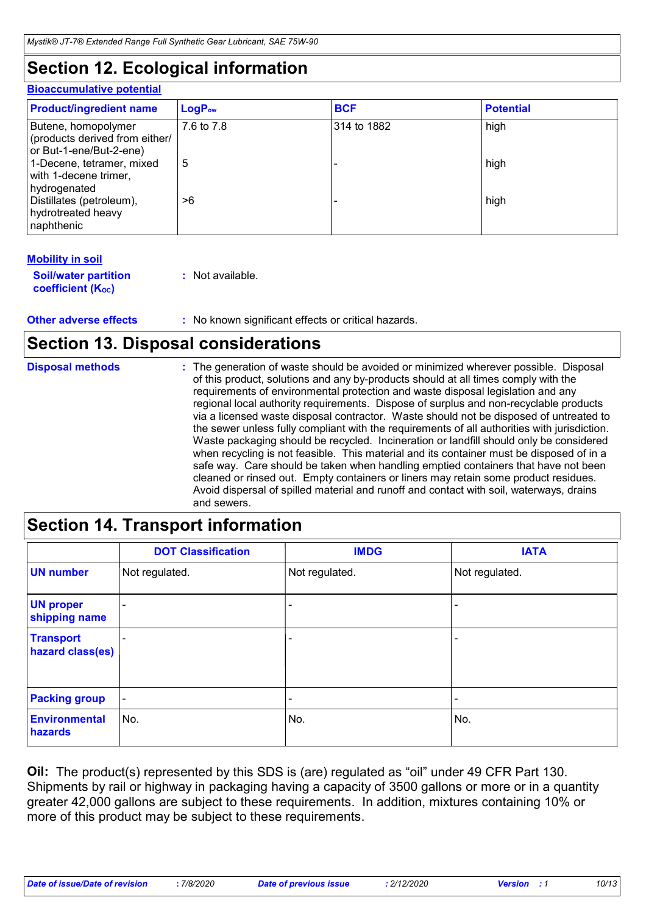# Section 12. Ecological information

**Bioaccumulative potential**

| Product/ingredient name | $LogP_{ow}$ | BCF | Potential |
|---|---|---|---|
| Butene, homopolymer (products derived from either/ or But-1-ene/But-2-ene) | 7.6 to 7.8 | 314 to 1882 | high |
| 1-Decene, tetramer, mixed with 1-decene trimer, hydrogenated | 5 | - | high |
| Distillates (petroleum), hydrotreated heavy naphthenic | >6 | - | high |

**Mobility in soil**

**Soil/water partition coefficient ($K_{OC}$)** : Not available.

**Other adverse effects** : No known significant effects or critical hazards.

# Section 13. Disposal considerations

**Disposal methods** : The generation of waste should be avoided or minimized wherever possible. Disposal of this product, solutions and any by-products should at all times comply with the requirements of environmental protection and waste disposal legislation and any regional local authority requirements. Dispose of surplus and non-recyclable products via a licensed waste disposal contractor. Waste should not be disposed of untreated to the sewer unless fully compliant with the requirements of all authorities with jurisdiction. Waste packaging should be recycled. Incineration or landfill should only be considered when recycling is not feasible. This material and its container must be disposed of in a safe way. Care should be taken when handling emptied containers that have not been cleaned or rinsed out. Empty containers or liners may retain some product residues. Avoid dispersal of spilled material and runoff and contact with soil, waterways, drains and sewers.

# Section 14. Transport information

| | DOT Classification | IMDG | IATA |
|---|---|---|---|
| **UN number** | Not regulated. | Not regulated. | Not regulated. |
| **UN proper shipping name** | - | - | - |
| **Transport hazard class(es)** | - | - | - |
| **Packing group** | - | - | - |
| **Environmental hazards** | No. | No. | No. |

**Oil:** The product(s) represented by this SDS is (are) regulated as "oil" under 49 CFR Part 130. Shipments by rail or highway in packaging having a capacity of 3500 gallons or more or in a quantity greater 42,000 gallons are subject to these requirements. In addition, mixtures containing 10% or more of this product may be subject to these requirements.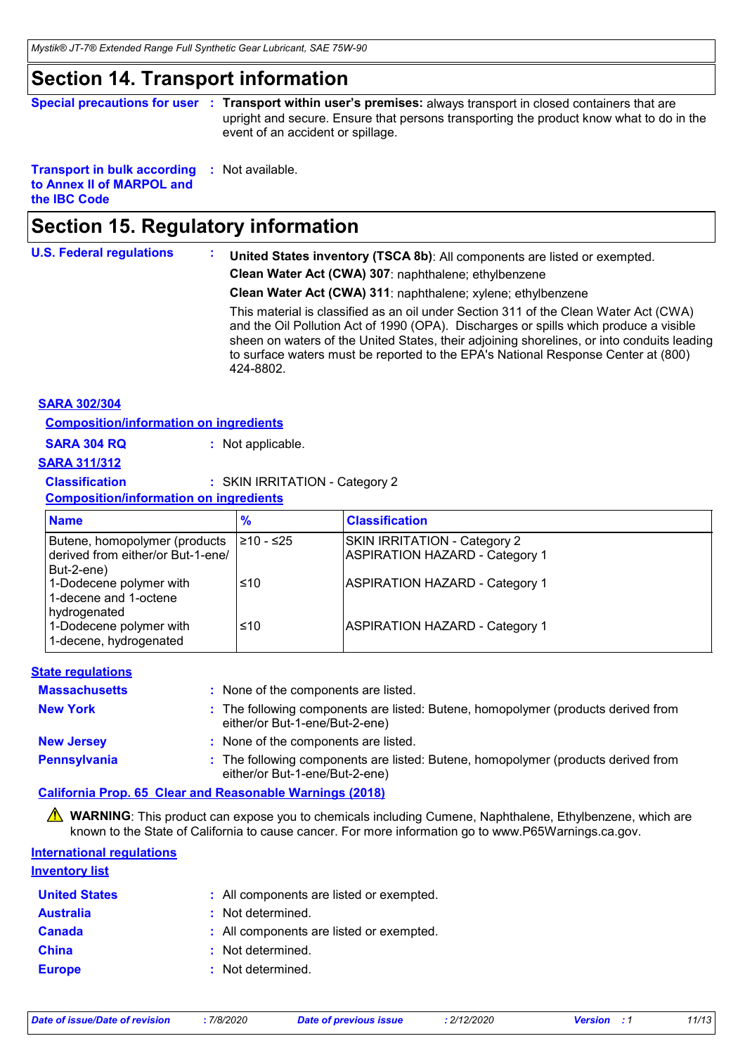## Section 14. Transport information

**Special precautions for user** : **Transport within user's premises:** always transport in closed containers that are upright and secure. Ensure that persons transporting the product know what to do in the event of an accident or spillage.

**Transport in bulk according to Annex II of MARPOL and the IBC Code** : Not available.

## Section 15. Regulatory information

**U.S. Federal regulations** :

**United States inventory (TSCA 8b)**: All components are listed or exempted.

**Clean Water Act (CWA) 307**: naphthalene; ethylbenzene

**Clean Water Act (CWA) 311**: naphthalene; xylene; ethylbenzene

This material is classified as an oil under Section 311 of the Clean Water Act (CWA) and the Oil Pollution Act of 1990 (OPA). Discharges or spills which produce a visible sheen on waters of the United States, their adjoining shorelines, or into conduits leading to surface waters must be reported to the EPA's National Response Center at (800) 424-8802.

**SARA 302/304**

**Composition/information on ingredients**

**SARA 304 RQ** : Not applicable.

**SARA 311/312**

**Classification** : SKIN IRRITATION - Category 2

**Composition/information on ingredients**

| Name | % | Classification |
|---|---|---|
| Butene, homopolymer (products derived from either/or But-1-ene/ But-2-ene) | ≥10 - ≤25 | SKIN IRRITATION - Category 2<br>ASPIRATION HAZARD - Category 1 |
| 1-Dodecene polymer with 1-decene and 1-octene hydrogenated | ≤10 | ASPIRATION HAZARD - Category 1 |
| 1-Dodecene polymer with 1-decene, hydrogenated | ≤10 | ASPIRATION HAZARD - Category 1 |

**State regulations**

**Massachusetts** : None of the components are listed.

**New York** : The following components are listed: Butene, homopolymer (products derived from either/or But-1-ene/But-2-ene)

**New Jersey** : None of the components are listed.

**Pennsylvania** : The following components are listed: Butene, homopolymer (products derived from either/or But-1-ene/But-2-ene)

**California Prop. 65 Clear and Reasonable Warnings (2018)**

⚠ **WARNING**: This product can expose you to chemicals including Cumene, Naphthalene, Ethylbenzene, which are known to the State of California to cause cancer. For more information go to www.P65Warnings.ca.gov.

**International regulations**

**Inventory list**

**United States** : All components are listed or exempted.

**Australia** : Not determined.

**Canada** : All components are listed or exempted.

**China** : Not determined.

**Europe** : Not determined.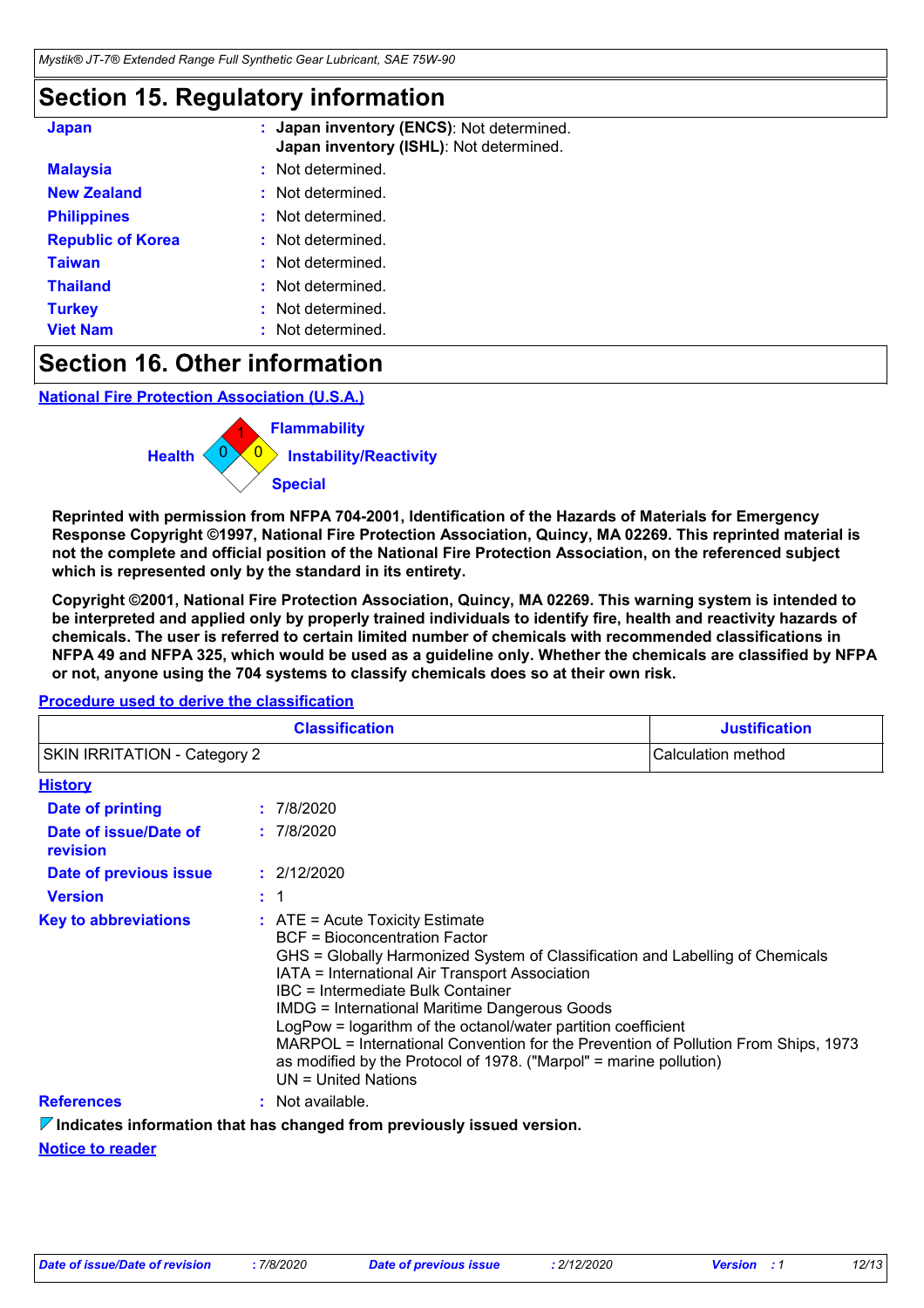## Section 15. Regulatory information

**Japan** : **Japan inventory (ENCS)**: Not determined.
**Japan inventory (ISHL)**: Not determined.

**Malaysia** : Not determined.

**New Zealand** : Not determined.

**Philippines** : Not determined.

**Republic of Korea** : Not determined.

**Taiwan** : Not determined.

**Thailand** : Not determined.

**Turkey** : Not determined.

**Viet Nam** : Not determined.

## Section 16. Other information

**National Fire Protection Association (U.S.A.)**

Health: 0
Flammability: 1
Instability/Reactivity: 0
Special

**Reprinted with permission from NFPA 704-2001, Identification of the Hazards of Materials for Emergency Response Copyright ©1997, National Fire Protection Association, Quincy, MA 02269. This reprinted material is not the complete and official position of the National Fire Protection Association, on the referenced subject which is represented only by the standard in its entirety.**

**Copyright ©2001, National Fire Protection Association, Quincy, MA 02269. This warning system is intended to be interpreted and applied only by properly trained individuals to identify fire, health and reactivity hazards of chemicals. The user is referred to certain limited number of chemicals with recommended classifications in NFPA 49 and NFPA 325, which would be used as a guideline only. Whether the chemicals are classified by NFPA or not, anyone using the 704 systems to classify chemicals does so at their own risk.**

**Procedure used to derive the classification**

| Classification | Justification |
|---|---|
| SKIN IRRITATION - Category 2 | Calculation method |

**History**

**Date of printing** : 7/8/2020

**Date of issue/Date of revision** : 7/8/2020

**Date of previous issue** : 2/12/2020

**Version** : 1

**Key to abbreviations** : ATE = Acute Toxicity Estimate
BCF = Bioconcentration Factor
GHS = Globally Harmonized System of Classification and Labelling of Chemicals
IATA = International Air Transport Association
IBC = Intermediate Bulk Container
IMDG = International Maritime Dangerous Goods
LogPow = logarithm of the octanol/water partition coefficient
MARPOL = International Convention for the Prevention of Pollution From Ships, 1973 as modified by the Protocol of 1978. ("Marpol" = marine pollution)
UN = United Nations

**References** : Not available.

**Indicates information that has changed from previously issued version.**

**Notice to reader**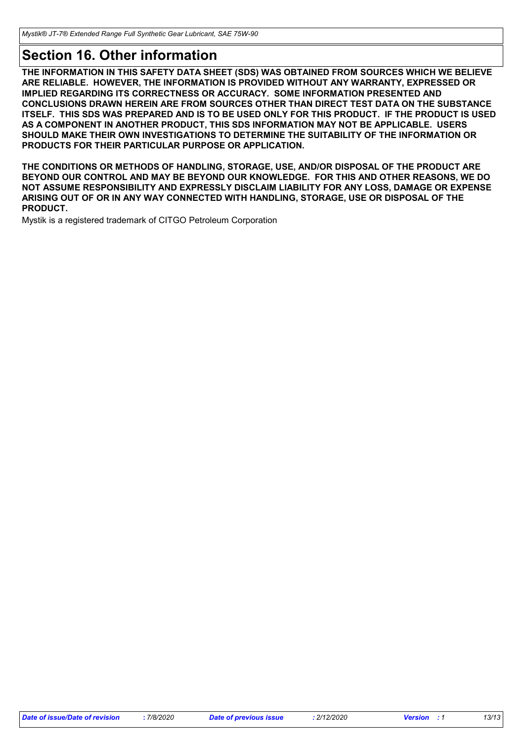## Section 16. Other information

**THE INFORMATION IN THIS SAFETY DATA SHEET (SDS) WAS OBTAINED FROM SOURCES WHICH WE BELIEVE ARE RELIABLE. HOWEVER, THE INFORMATION IS PROVIDED WITHOUT ANY WARRANTY, EXPRESSED OR IMPLIED REGARDING ITS CORRECTNESS OR ACCURACY. SOME INFORMATION PRESENTED AND CONCLUSIONS DRAWN HEREIN ARE FROM SOURCES OTHER THAN DIRECT TEST DATA ON THE SUBSTANCE ITSELF. THIS SDS WAS PREPARED AND IS TO BE USED ONLY FOR THIS PRODUCT. IF THE PRODUCT IS USED AS A COMPONENT IN ANOTHER PRODUCT, THIS SDS INFORMATION MAY NOT BE APPLICABLE. USERS SHOULD MAKE THEIR OWN INVESTIGATIONS TO DETERMINE THE SUITABILITY OF THE INFORMATION OR PRODUCTS FOR THEIR PARTICULAR PURPOSE OR APPLICATION.**

**THE CONDITIONS OR METHODS OF HANDLING, STORAGE, USE, AND/OR DISPOSAL OF THE PRODUCT ARE BEYOND OUR CONTROL AND MAY BE BEYOND OUR KNOWLEDGE. FOR THIS AND OTHER REASONS, WE DO NOT ASSUME RESPONSIBILITY AND EXPRESSLY DISCLAIM LIABILITY FOR ANY LOSS, DAMAGE OR EXPENSE ARISING OUT OF OR IN ANY WAY CONNECTED WITH HANDLING, STORAGE, USE OR DISPOSAL OF THE PRODUCT.**

Mystik is a registered trademark of CITGO Petroleum Corporation